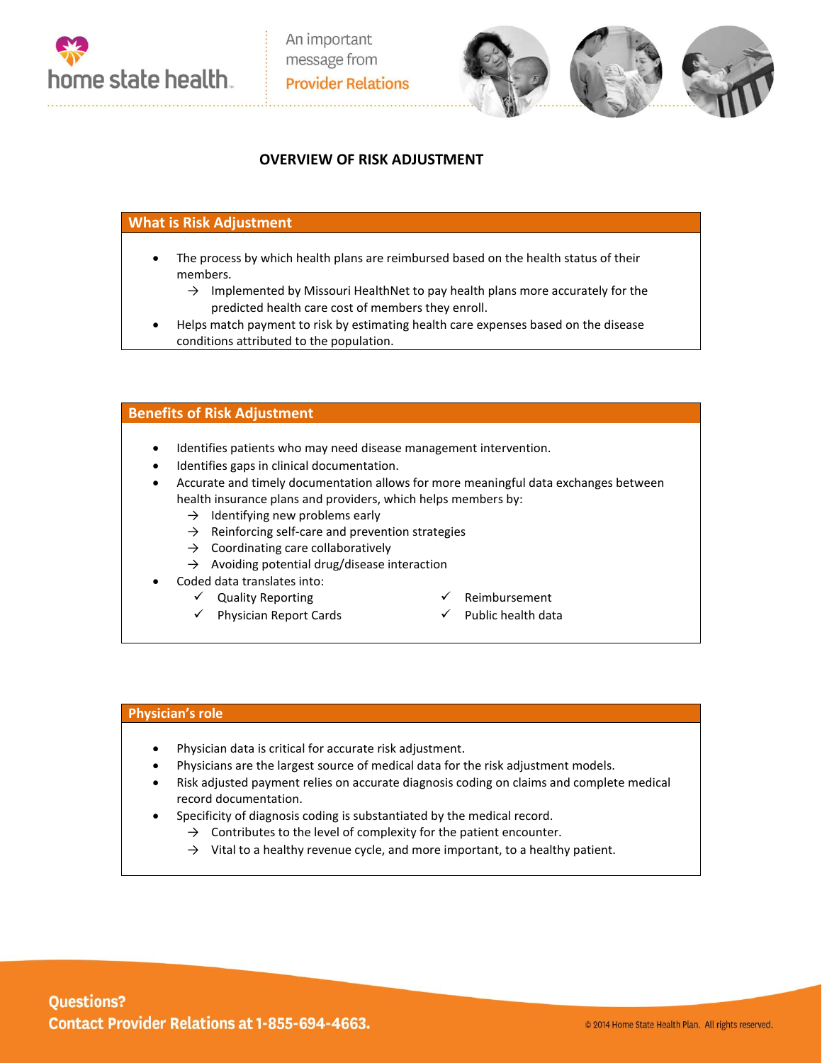An important message from Provider Relations

# OVERVIEW OF RISK ADJUSTMENT

## What is Risk Adjustment

- The process by which health plans are reimbursed based on the health status of their members.
  - → Implemented by Missouri HealthNet to pay health plans more accurately for the predicted health care cost of members they enroll.
- Helps match payment to risk by estimating health care expenses based on the disease conditions attributed to the population.

## Benefits of Risk Adjustment

- Identifies patients who may need disease management intervention.
- Identifies gaps in clinical documentation.
- Accurate and timely documentation allows for more meaningful data exchanges between health insurance plans and providers, which helps members by:
  - → Identifying new problems early
  - → Reinforcing self-care and prevention strategies
  - → Coordinating care collaboratively
  - → Avoiding potential drug/disease interaction
- Coded data translates into:
  - ✓ Quality Reporting
  - ✓ Physician Report Cards
  - ✓ Reimbursement
  - ✓ Public health data

## Physician's role

- Physician data is critical for accurate risk adjustment.
- Physicians are the largest source of medical data for the risk adjustment models.
- Risk adjusted payment relies on accurate diagnosis coding on claims and complete medical record documentation.
- Specificity of diagnosis coding is substantiated by the medical record.
  - → Contributes to the level of complexity for the patient encounter.
  - → Vital to a healthy revenue cycle, and more important, to a healthy patient.

**Questions?**
**Contact Provider Relations at 1-855-694-4663.**

© 2014 Home State Health Plan. All rights reserved.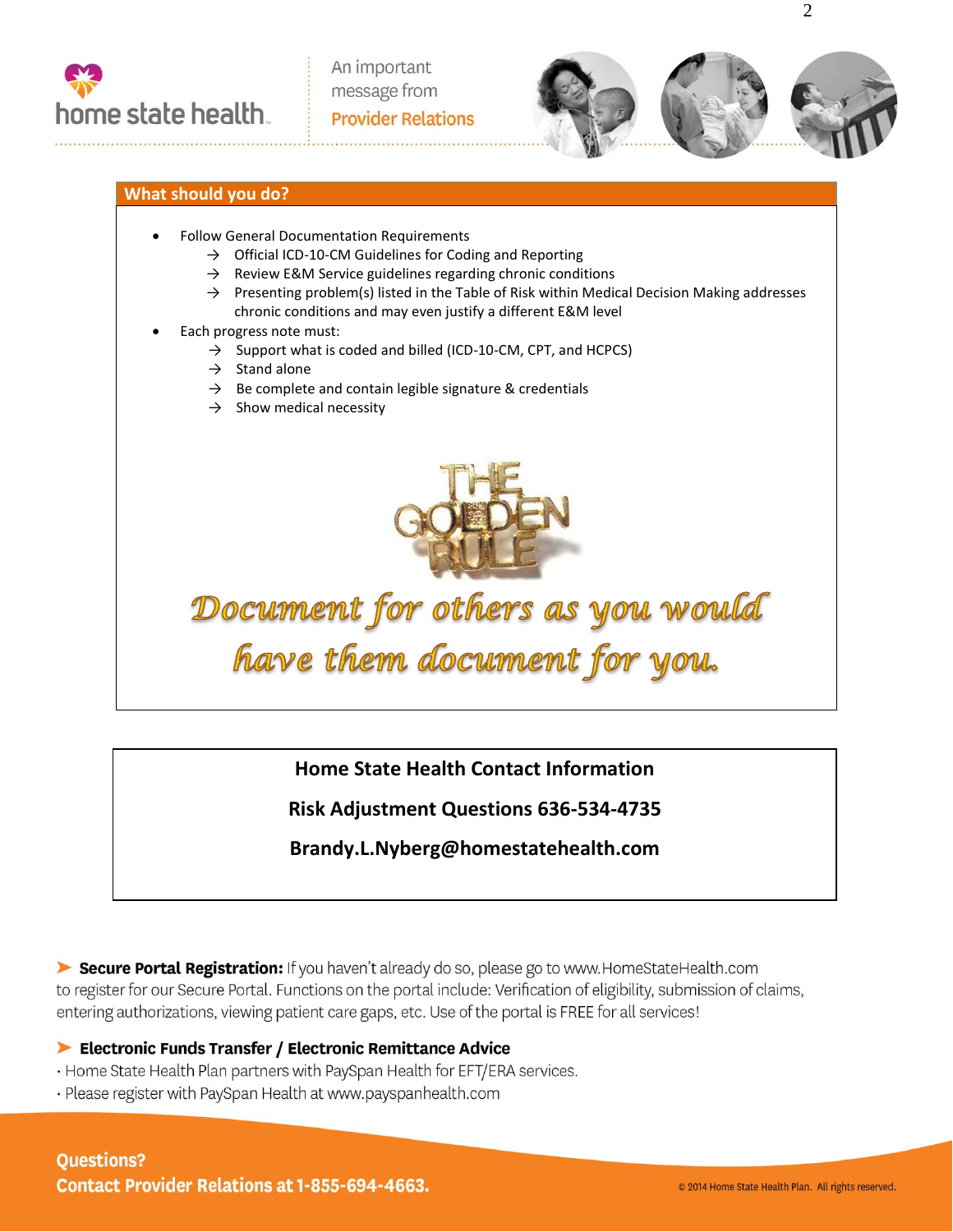home state health

An important message from **Provider Relations**

## What should you do?

- Follow General Documentation Requirements
  - → Official ICD-10-CM Guidelines for Coding and Reporting
  - → Review E&M Service guidelines regarding chronic conditions
  - → Presenting problem(s) listed in the Table of Risk within Medical Decision Making addresses chronic conditions and may even justify a different E&M level
- Each progress note must:
  - → Support what is coded and billed (ICD-10-CM, CPT, and HCPCS)
  - → Stand alone
  - → Be complete and contain legible signature & credentials
  - → Show medical necessity

THE GOLDEN RULE

*Document for others as you would have them document for you.*

**Home State Health Contact Information**

**Risk Adjustment Questions 636-534-4735**

**Brandy.L.Nyberg@homestatehealth.com**

**Secure Portal Registration:** If you haven't already do so, please go to www.HomeStateHealth.com to register for our Secure Portal. Functions on the portal include: Verification of eligibility, submission of claims, entering authorizations, viewing patient care gaps, etc. Use of the portal is FREE for all services!

**Electronic Funds Transfer / Electronic Remittance Advice**

- Home State Health Plan partners with PaySpan Health for EFT/ERA services.
- Please register with PaySpan Health at www.payspanhealth.com

**Questions?**
**Contact Provider Relations at 1-855-694-4663.**

© 2014 Home State Health Plan. All rights reserved.